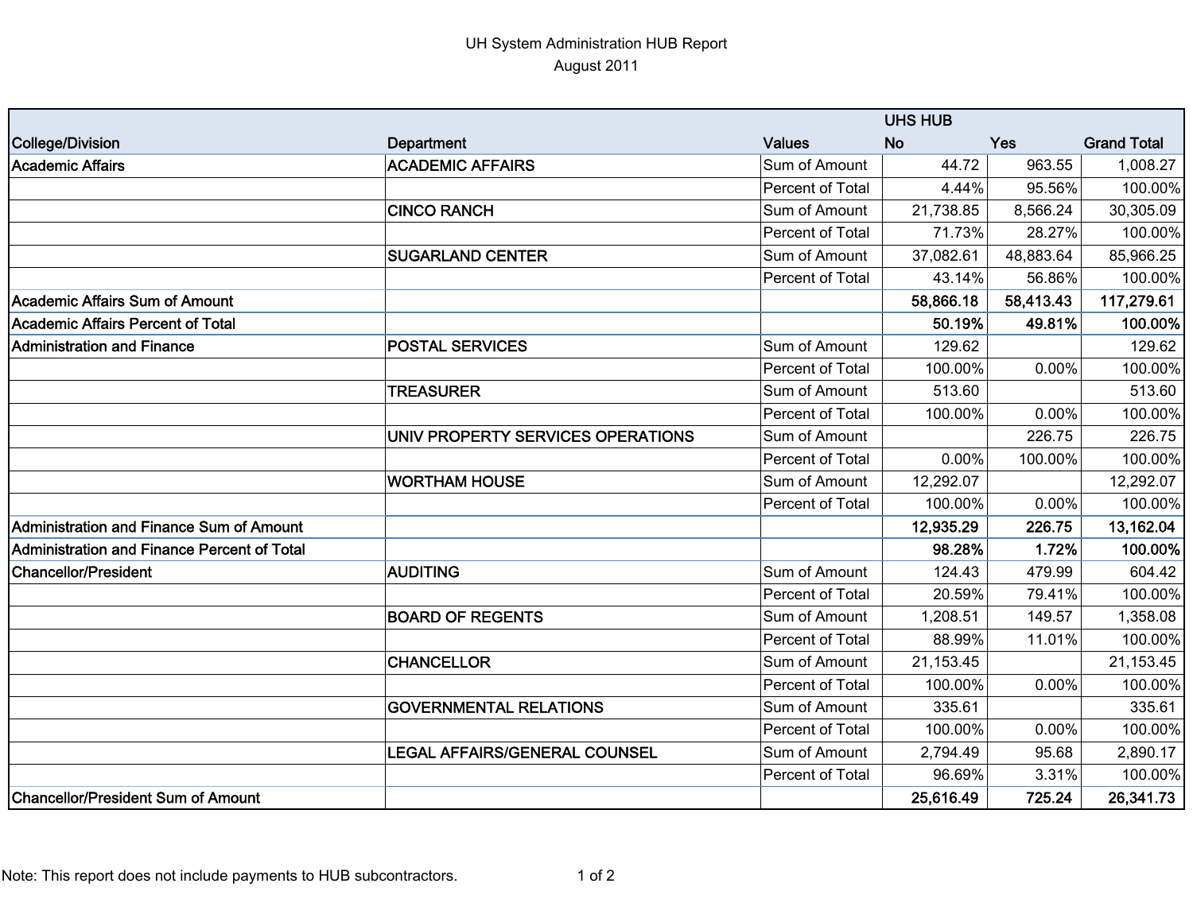# UH System Administration HUB Report

August 2011

| College/Division | Department | Values | UHS HUB No | UHS HUB Yes | Grand Total |
|---|---|---|---|---|---|
| Academic Affairs | ACADEMIC AFFAIRS | Sum of Amount | 44.72 | 963.55 | 1,008.27 |
| | | Percent of Total | 4.44% | 95.56% | 100.00% |
| | CINCO RANCH | Sum of Amount | 21,738.85 | 8,566.24 | 30,305.09 |
| | | Percent of Total | 71.73% | 28.27% | 100.00% |
| | SUGARLAND CENTER | Sum of Amount | 37,082.61 | 48,883.64 | 85,966.25 |
| | | Percent of Total | 43.14% | 56.86% | 100.00% |
| **Academic Affairs Sum of Amount** | | | **58,866.18** | **58,413.43** | **117,279.61** |
| **Academic Affairs Percent of Total** | | | **50.19%** | **49.81%** | **100.00%** |
| Administration and Finance | POSTAL SERVICES | Sum of Amount | 129.62 | | 129.62 |
| | | Percent of Total | 100.00% | 0.00% | 100.00% |
| | TREASURER | Sum of Amount | 513.60 | | 513.60 |
| | | Percent of Total | 100.00% | 0.00% | 100.00% |
| | UNIV PROPERTY SERVICES OPERATIONS | Sum of Amount | | 226.75 | 226.75 |
| | | Percent of Total | 0.00% | 100.00% | 100.00% |
| | WORTHAM HOUSE | Sum of Amount | 12,292.07 | | 12,292.07 |
| | | Percent of Total | 100.00% | 0.00% | 100.00% |
| **Administration and Finance Sum of Amount** | | | **12,935.29** | **226.75** | **13,162.04** |
| **Administration and Finance Percent of Total** | | | **98.28%** | **1.72%** | **100.00%** |
| Chancellor/President | AUDITING | Sum of Amount | 124.43 | 479.99 | 604.42 |
| | | Percent of Total | 20.59% | 79.41% | 100.00% |
| | BOARD OF REGENTS | Sum of Amount | 1,208.51 | 149.57 | 1,358.08 |
| | | Percent of Total | 88.99% | 11.01% | 100.00% |
| | CHANCELLOR | Sum of Amount | 21,153.45 | | 21,153.45 |
| | | Percent of Total | 100.00% | 0.00% | 100.00% |
| | GOVERNMENTAL RELATIONS | Sum of Amount | 335.61 | | 335.61 |
| | | Percent of Total | 100.00% | 0.00% | 100.00% |
| | LEGAL AFFAIRS/GENERAL COUNSEL | Sum of Amount | 2,794.49 | 95.68 | 2,890.17 |
| | | Percent of Total | 96.69% | 3.31% | 100.00% |
| **Chancellor/President Sum of Amount** | | | **25,616.49** | **725.24** | **26,341.73** |

Note: This report does not include payments to HUB subcontractors.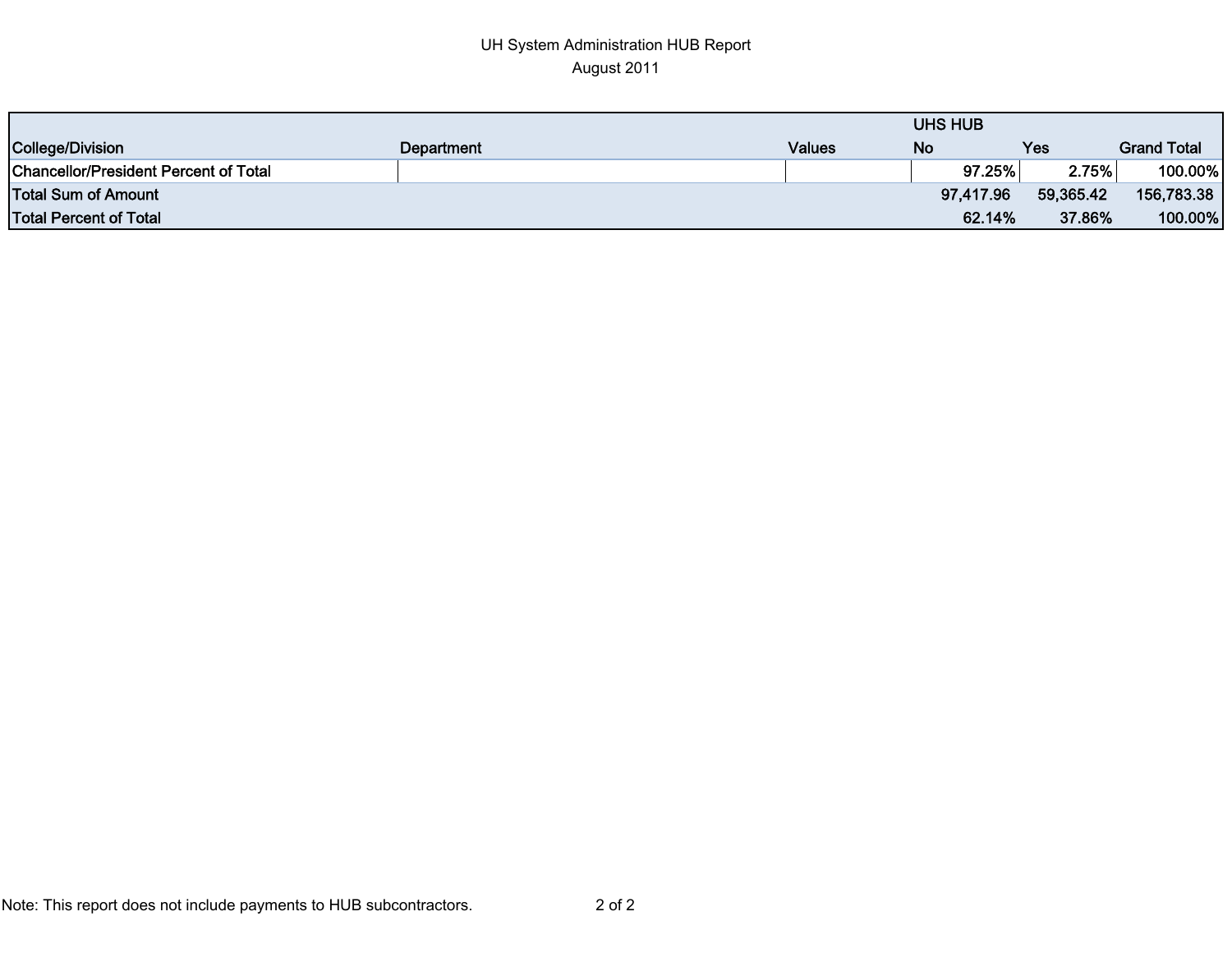UH System Administration HUB Report
August 2011

| | | | UHS HUB | | |
|---|---|---|---|---|---|
| College/Division | Department | Values | No | Yes | Grand Total |
| Chancellor/President Percent of Total | | | 97.25% | 2.75% | 100.00% |
| Total Sum of Amount | | | 97,417.96 | 59,365.42 | 156,783.38 |
| Total Percent of Total | | | 62.14% | 37.86% | 100.00% |

Note: This report does not include payments to HUB subcontractors.